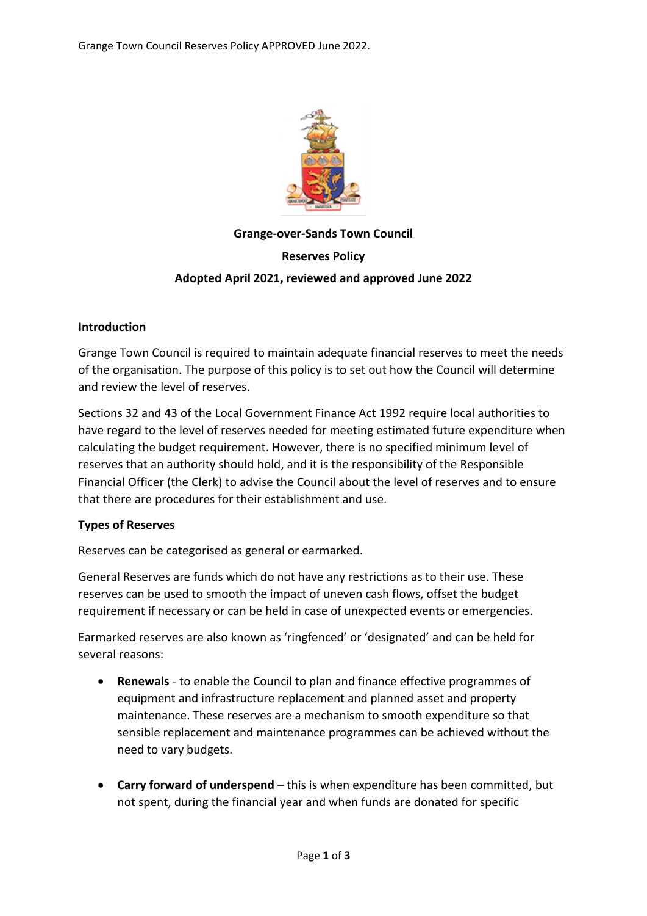# Grange-over-Sands Town Council

## Reserves Policy

### Adopted April 2021, reviewed and approved June 2022

**Introduction**

Grange Town Council is required to maintain adequate financial reserves to meet the needs of the organisation. The purpose of this policy is to set out how the Council will determine and review the level of reserves.

Sections 32 and 43 of the Local Government Finance Act 1992 require local authorities to have regard to the level of reserves needed for meeting estimated future expenditure when calculating the budget requirement. However, there is no specified minimum level of reserves that an authority should hold, and it is the responsibility of the Responsible Financial Officer (the Clerk) to advise the Council about the level of reserves and to ensure that there are procedures for their establishment and use.

**Types of Reserves**

Reserves can be categorised as general or earmarked.

General Reserves are funds which do not have any restrictions as to their use. These reserves can be used to smooth the impact of uneven cash flows, offset the budget requirement if necessary or can be held in case of unexpected events or emergencies.

Earmarked reserves are also known as 'ringfenced' or 'designated' and can be held for several reasons:

- **Renewals** - to enable the Council to plan and finance effective programmes of equipment and infrastructure replacement and planned asset and property maintenance. These reserves are a mechanism to smooth expenditure so that sensible replacement and maintenance programmes can be achieved without the need to vary budgets.

- **Carry forward of underspend** – this is when expenditure has been committed, but not spent, during the financial year and when funds are donated for specific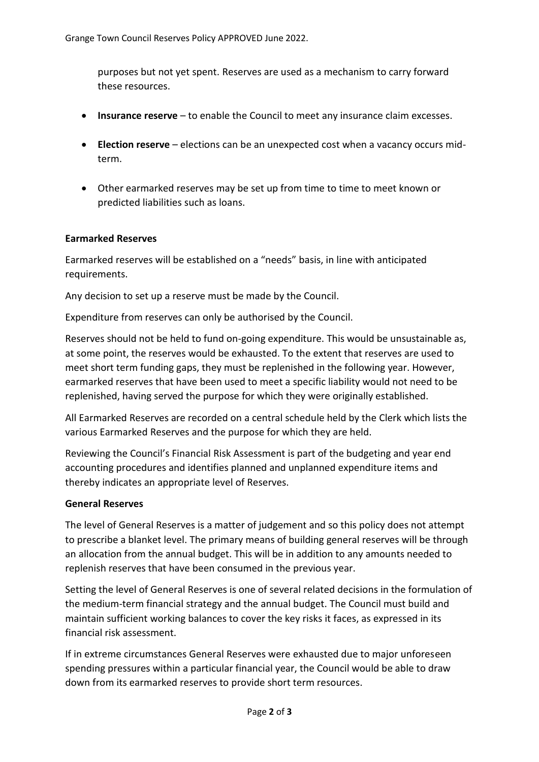purposes but not yet spent. Reserves are used as a mechanism to carry forward these resources.

- **Insurance reserve** – to enable the Council to meet any insurance claim excesses.
- **Election reserve** – elections can be an unexpected cost when a vacancy occurs mid-term.
- Other earmarked reserves may be set up from time to time to meet known or predicted liabilities such as loans.

**Earmarked Reserves**

Earmarked reserves will be established on a "needs" basis, in line with anticipated requirements.

Any decision to set up a reserve must be made by the Council.

Expenditure from reserves can only be authorised by the Council.

Reserves should not be held to fund on-going expenditure. This would be unsustainable as, at some point, the reserves would be exhausted. To the extent that reserves are used to meet short term funding gaps, they must be replenished in the following year. However, earmarked reserves that have been used to meet a specific liability would not need to be replenished, having served the purpose for which they were originally established.

All Earmarked Reserves are recorded on a central schedule held by the Clerk which lists the various Earmarked Reserves and the purpose for which they are held.

Reviewing the Council's Financial Risk Assessment is part of the budgeting and year end accounting procedures and identifies planned and unplanned expenditure items and thereby indicates an appropriate level of Reserves.

**General Reserves**

The level of General Reserves is a matter of judgement and so this policy does not attempt to prescribe a blanket level. The primary means of building general reserves will be through an allocation from the annual budget. This will be in addition to any amounts needed to replenish reserves that have been consumed in the previous year.

Setting the level of General Reserves is one of several related decisions in the formulation of the medium-term financial strategy and the annual budget. The Council must build and maintain sufficient working balances to cover the key risks it faces, as expressed in its financial risk assessment.

If in extreme circumstances General Reserves were exhausted due to major unforeseen spending pressures within a particular financial year, the Council would be able to draw down from its earmarked reserves to provide short term resources.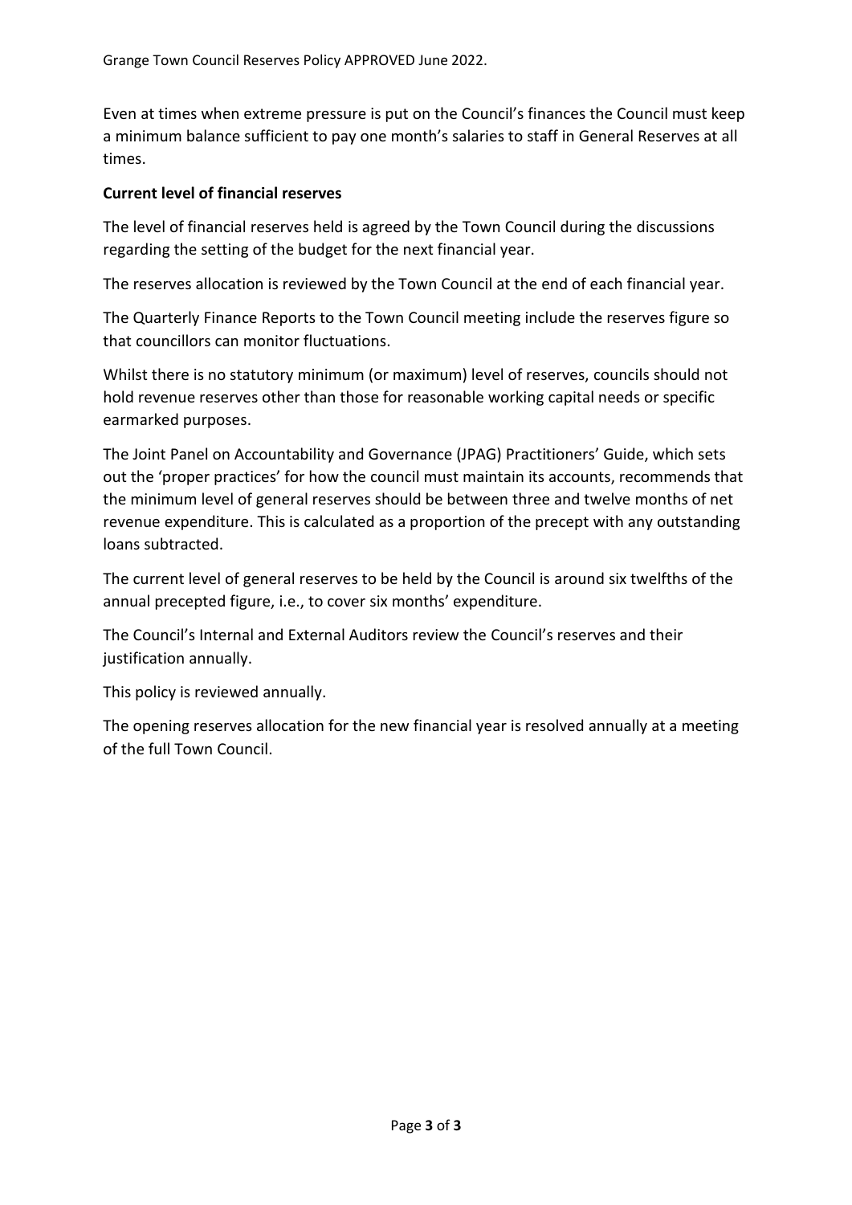Even at times when extreme pressure is put on the Council's finances the Council must keep a minimum balance sufficient to pay one month's salaries to staff in General Reserves at all times.

**Current level of financial reserves**

The level of financial reserves held is agreed by the Town Council during the discussions regarding the setting of the budget for the next financial year.

The reserves allocation is reviewed by the Town Council at the end of each financial year.

The Quarterly Finance Reports to the Town Council meeting include the reserves figure so that councillors can monitor fluctuations.

Whilst there is no statutory minimum (or maximum) level of reserves, councils should not hold revenue reserves other than those for reasonable working capital needs or specific earmarked purposes.

The Joint Panel on Accountability and Governance (JPAG) Practitioners' Guide, which sets out the 'proper practices' for how the council must maintain its accounts, recommends that the minimum level of general reserves should be between three and twelve months of net revenue expenditure. This is calculated as a proportion of the precept with any outstanding loans subtracted.

The current level of general reserves to be held by the Council is around six twelfths of the annual precepted figure, i.e., to cover six months' expenditure.

The Council's Internal and External Auditors review the Council's reserves and their justification annually.

This policy is reviewed annually.

The opening reserves allocation for the new financial year is resolved annually at a meeting of the full Town Council.